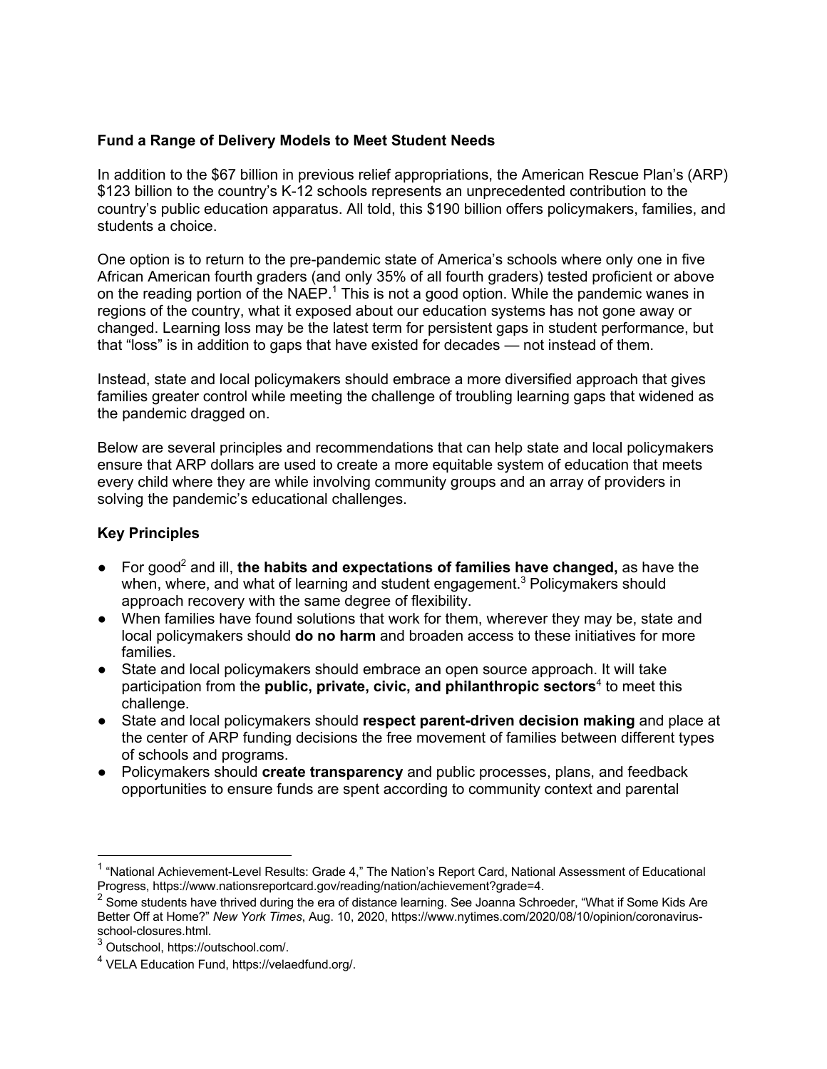## Fund a Range of Delivery Models to Meet Student Needs

In addition to the $67 billion in previous relief appropriations, the American Rescue Plan's (ARP) $123 billion to the country's K-12 schools represents an unprecedented contribution to the country's public education apparatus. All told, this $190 billion offers policymakers, families, and students a choice.

One option is to return to the pre-pandemic state of America's schools where only one in five African American fourth graders (and only 35% of all fourth graders) tested proficient or above on the reading portion of the NAEP.[1] This is not a good option. While the pandemic wanes in regions of the country, what it exposed about our education systems has not gone away or changed. Learning loss may be the latest term for persistent gaps in student performance, but that "loss" is in addition to gaps that have existed for decades — not instead of them.

Instead, state and local policymakers should embrace a more diversified approach that gives families greater control while meeting the challenge of troubling learning gaps that widened as the pandemic dragged on.

Below are several principles and recommendations that can help state and local policymakers ensure that ARP dollars are used to create a more equitable system of education that meets every child where they are while involving community groups and an array of providers in solving the pandemic's educational challenges.

### Key Principles

- For good[2] and ill, **the habits and expectations of families have changed,** as have the when, where, and what of learning and student engagement.[3] Policymakers should approach recovery with the same degree of flexibility.
- When families have found solutions that work for them, wherever they may be, state and local policymakers should **do no harm** and broaden access to these initiatives for more families.
- State and local policymakers should embrace an open source approach. It will take participation from the **public, private, civic, and philanthropic sectors**[4] to meet this challenge.
- State and local policymakers should **respect parent-driven decision making** and place at the center of ARP funding decisions the free movement of families between different types of schools and programs.
- Policymakers should **create transparency** and public processes, plans, and feedback opportunities to ensure funds are spent according to community context and parental

---

[1] "National Achievement-Level Results: Grade 4," The Nation's Report Card, National Assessment of Educational Progress, https://www.nationsreportcard.gov/reading/nation/achievement?grade=4.

[2] Some students have thrived during the era of distance learning. See Joanna Schroeder, "What if Some Kids Are Better Off at Home?" *New York Times*, Aug. 10, 2020, https://www.nytimes.com/2020/08/10/opinion/coronavirus-school-closures.html.

[3] Outschool, https://outschool.com/.

[4] VELA Education Fund, https://velaedfund.org/.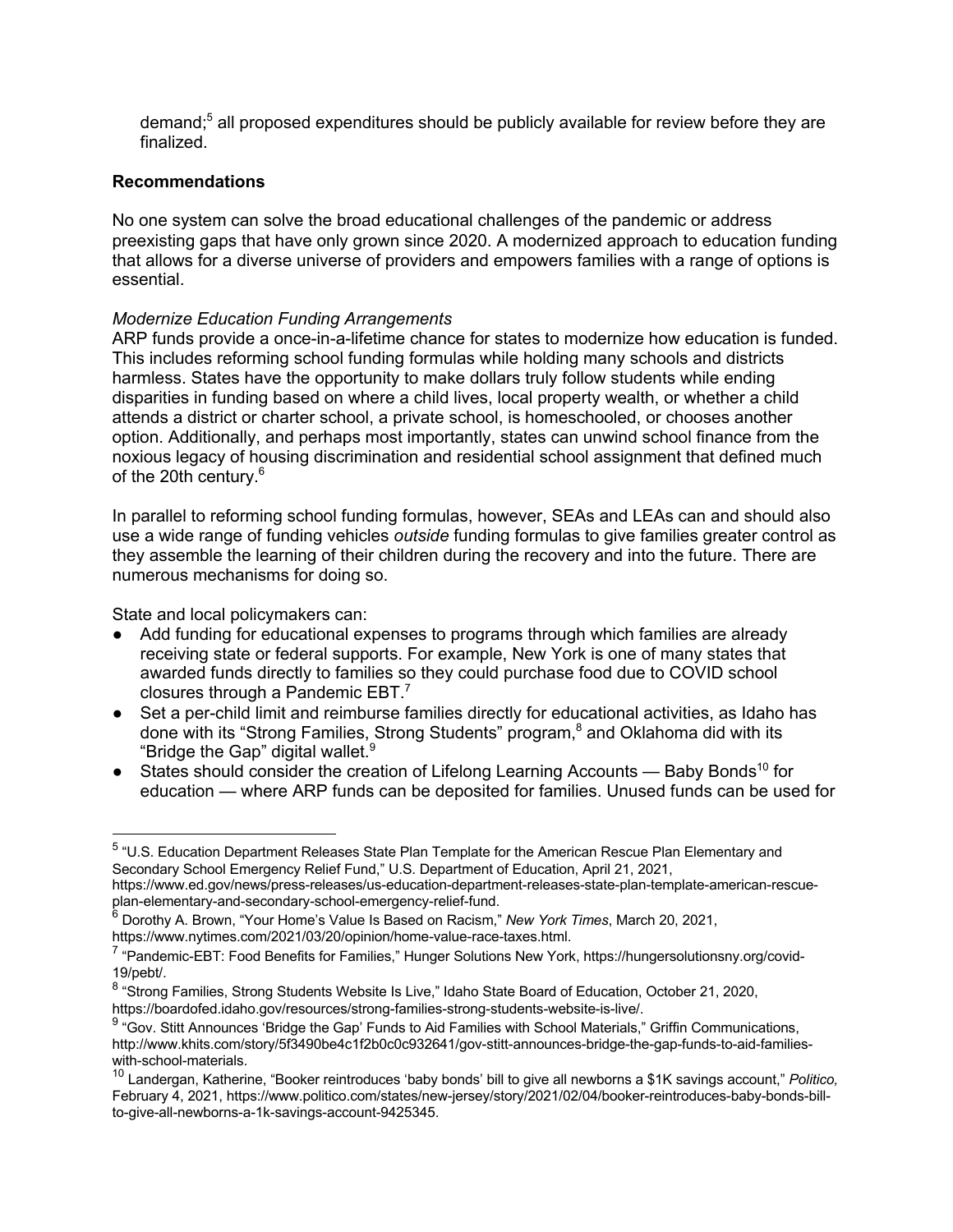demand;[5] all proposed expenditures should be publicly available for review before they are finalized.

**Recommendations**

No one system can solve the broad educational challenges of the pandemic or address preexisting gaps that have only grown since 2020. A modernized approach to education funding that allows for a diverse universe of providers and empowers families with a range of options is essential.

*Modernize Education Funding Arrangements*

ARP funds provide a once-in-a-lifetime chance for states to modernize how education is funded. This includes reforming school funding formulas while holding many schools and districts harmless. States have the opportunity to make dollars truly follow students while ending disparities in funding based on where a child lives, local property wealth, or whether a child attends a district or charter school, a private school, is homeschooled, or chooses another option. Additionally, and perhaps most importantly, states can unwind school finance from the noxious legacy of housing discrimination and residential school assignment that defined much of the 20th century.[6]

In parallel to reforming school funding formulas, however, SEAs and LEAs can and should also use a wide range of funding vehicles *outside* funding formulas to give families greater control as they assemble the learning of their children during the recovery and into the future. There are numerous mechanisms for doing so.

State and local policymakers can:

- Add funding for educational expenses to programs through which families are already receiving state or federal supports. For example, New York is one of many states that awarded funds directly to families so they could purchase food due to COVID school closures through a Pandemic EBT.[7]
- Set a per-child limit and reimburse families directly for educational activities, as Idaho has done with its "Strong Families, Strong Students" program,[8] and Oklahoma did with its "Bridge the Gap" digital wallet.[9]
- States should consider the creation of Lifelong Learning Accounts — Baby Bonds[10] for education — where ARP funds can be deposited for families. Unused funds can be used for

---

[5] "U.S. Education Department Releases State Plan Template for the American Rescue Plan Elementary and Secondary School Emergency Relief Fund," U.S. Department of Education, April 21, 2021, https://www.ed.gov/news/press-releases/us-education-department-releases-state-plan-template-american-rescue-plan-elementary-and-secondary-school-emergency-relief-fund.

[6] Dorothy A. Brown, "Your Home's Value Is Based on Racism," *New York Times*, March 20, 2021, https://www.nytimes.com/2021/03/20/opinion/home-value-race-taxes.html.

[7] "Pandemic-EBT: Food Benefits for Families," Hunger Solutions New York, https://hungersolutionsny.org/covid-19/pebt/.

[8] "Strong Families, Strong Students Website Is Live," Idaho State Board of Education, October 21, 2020, https://boardofed.idaho.gov/resources/strong-families-strong-students-website-is-live/.

[9] "Gov. Stitt Announces 'Bridge the Gap' Funds to Aid Families with School Materials," Griffin Communications, http://www.khits.com/story/5f3490be4c1f2b0c0c932641/gov-stitt-announces-bridge-the-gap-funds-to-aid-families-with-school-materials.

[10] Landergan, Katherine, "Booker reintroduces 'baby bonds' bill to give all newborns a $1K savings account," *Politico,* February 4, 2021, https://www.politico.com/states/new-jersey/story/2021/02/04/booker-reintroduces-baby-bonds-bill-to-give-all-newborns-a-1k-savings-account-9425345.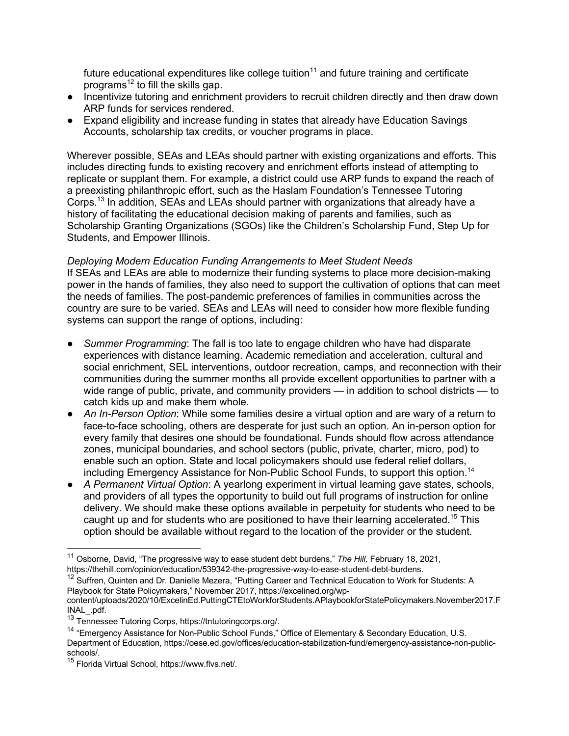future educational expenditures like college tuition[11] and future training and certificate programs[12] to fill the skills gap.

- Incentivize tutoring and enrichment providers to recruit children directly and then draw down ARP funds for services rendered.
- Expand eligibility and increase funding in states that already have Education Savings Accounts, scholarship tax credits, or voucher programs in place.

Wherever possible, SEAs and LEAs should partner with existing organizations and efforts. This includes directing funds to existing recovery and enrichment efforts instead of attempting to replicate or supplant them. For example, a district could use ARP funds to expand the reach of a preexisting philanthropic effort, such as the Haslam Foundation's Tennessee Tutoring Corps.[13] In addition, SEAs and LEAs should partner with organizations that already have a history of facilitating the educational decision making of parents and families, such as Scholarship Granting Organizations (SGOs) like the Children's Scholarship Fund, Step Up for Students, and Empower Illinois.

*Deploying Modern Education Funding Arrangements to Meet Student Needs*

If SEAs and LEAs are able to modernize their funding systems to place more decision-making power in the hands of families, they also need to support the cultivation of options that can meet the needs of families. The post-pandemic preferences of families in communities across the country are sure to be varied. SEAs and LEAs will need to consider how more flexible funding systems can support the range of options, including:

- *Summer Programming*: The fall is too late to engage children who have had disparate experiences with distance learning. Academic remediation and acceleration, cultural and social enrichment, SEL interventions, outdoor recreation, camps, and reconnection with their communities during the summer months all provide excellent opportunities to partner with a wide range of public, private, and community providers — in addition to school districts — to catch kids up and make them whole.
- *An In-Person Option*: While some families desire a virtual option and are wary of a return to face-to-face schooling, others are desperate for just such an option. An in-person option for every family that desires one should be foundational. Funds should flow across attendance zones, municipal boundaries, and school sectors (public, private, charter, micro, pod) to enable such an option. State and local policymakers should use federal relief dollars, including Emergency Assistance for Non-Public School Funds, to support this option.[14]
- *A Permanent Virtual Option*: A yearlong experiment in virtual learning gave states, schools, and providers of all types the opportunity to build out full programs of instruction for online delivery. We should make these options available in perpetuity for students who need to be caught up and for students who are positioned to have their learning accelerated.[15] This option should be available without regard to the location of the provider or the student.

---

[11] Osborne, David, "The progressive way to ease student debt burdens," *The Hill,* February 18, 2021, https://thehill.com/opinion/education/539342-the-progressive-way-to-ease-student-debt-burdens.

[12] Suffren, Quinten and Dr. Danielle Mezera, "Putting Career and Technical Education to Work for Students: A Playbook for State Policymakers," November 2017, https://excelined.org/wp-content/uploads/2020/10/ExcelinEd.PuttingCTEtoWorkforStudents.APlaybookforStatePolicymakers.November2017.FINAL_.pdf.

[13] Tennessee Tutoring Corps, https://tntutoringcorps.org/.

[14] "Emergency Assistance for Non-Public School Funds," Office of Elementary & Secondary Education, U.S. Department of Education, https://oese.ed.gov/offices/education-stabilization-fund/emergency-assistance-non-public-schools/.

[15] Florida Virtual School, https://www.flvs.net/.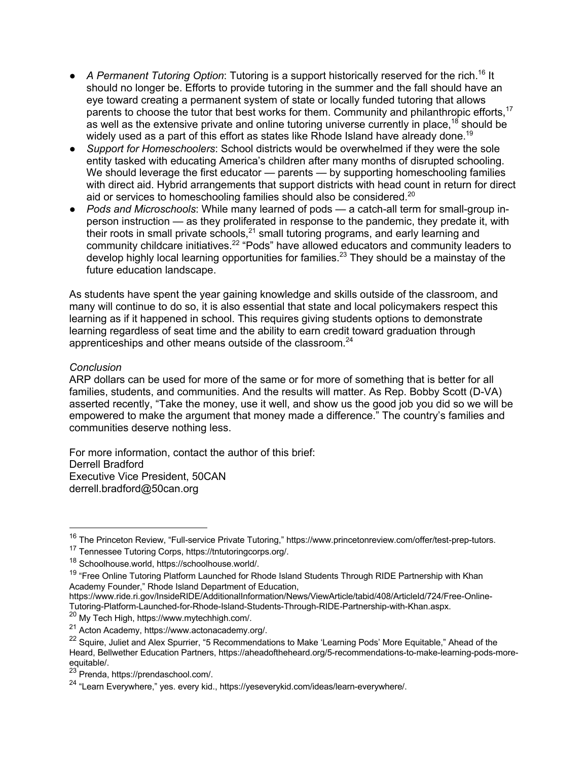- *A Permanent Tutoring Option*: Tutoring is a support historically reserved for the rich.[16] It should no longer be. Efforts to provide tutoring in the summer and the fall should have an eye toward creating a permanent system of state or locally funded tutoring that allows parents to choose the tutor that best works for them. Community and philanthropic efforts,[17] as well as the extensive private and online tutoring universe currently in place,[18] should be widely used as a part of this effort as states like Rhode Island have already done.[19]
- *Support for Homeschoolers*: School districts would be overwhelmed if they were the sole entity tasked with educating America's children after many months of disrupted schooling. We should leverage the first educator — parents — by supporting homeschooling families with direct aid. Hybrid arrangements that support districts with head count in return for direct aid or services to homeschooling families should also be considered.[20]
- *Pods and Microschools*: While many learned of pods — a catch-all term for small-group in-person instruction — as they proliferated in response to the pandemic, they predate it, with their roots in small private schools,[21] small tutoring programs, and early learning and community childcare initiatives.[22] "Pods" have allowed educators and community leaders to develop highly local learning opportunities for families.[23] They should be a mainstay of the future education landscape.

As students have spent the year gaining knowledge and skills outside of the classroom, and many will continue to do so, it is also essential that state and local policymakers respect this learning as if it happened in school. This requires giving students options to demonstrate learning regardless of seat time and the ability to earn credit toward graduation through apprenticeships and other means outside of the classroom.[24]

*Conclusion*

ARP dollars can be used for more of the same or for more of something that is better for all families, students, and communities. And the results will matter. As Rep. Bobby Scott (D-VA) asserted recently, "Take the money, use it well, and show us the good job you did so we will be empowered to make the argument that money made a difference." The country's families and communities deserve nothing less.

For more information, contact the author of this brief:
Derrell Bradford
Executive Vice President, 50CAN
derrell.bradford@50can.org

---

[16] The Princeton Review, "Full-service Private Tutoring," https://www.princetonreview.com/offer/test-prep-tutors.

[17] Tennessee Tutoring Corps, https://tntutoringcorps.org/.

[18] Schoolhouse.world, https://schoolhouse.world/.

[19] "Free Online Tutoring Platform Launched for Rhode Island Students Through RIDE Partnership with Khan Academy Founder," Rhode Island Department of Education, https://www.ride.ri.gov/InsideRIDE/AdditionalInformation/News/ViewArticle/tabid/408/ArticleId/724/Free-Online-Tutoring-Platform-Launched-for-Rhode-Island-Students-Through-RIDE-Partnership-with-Khan.aspx.

[20] My Tech High, https://www.mytechhigh.com/.

[21] Acton Academy, https://www.actonacademy.org/.

[22] Squire, Juliet and Alex Spurrier, "5 Recommendations to Make 'Learning Pods' More Equitable," Ahead of the Heard, Bellwether Education Partners, https://aheadoftheheard.org/5-recommendations-to-make-learning-pods-more-equitable/.

[23] Prenda, https://prendaschool.com/.

[24] "Learn Everywhere," yes. every kid., https://yeseverykid.com/ideas/learn-everywhere/.